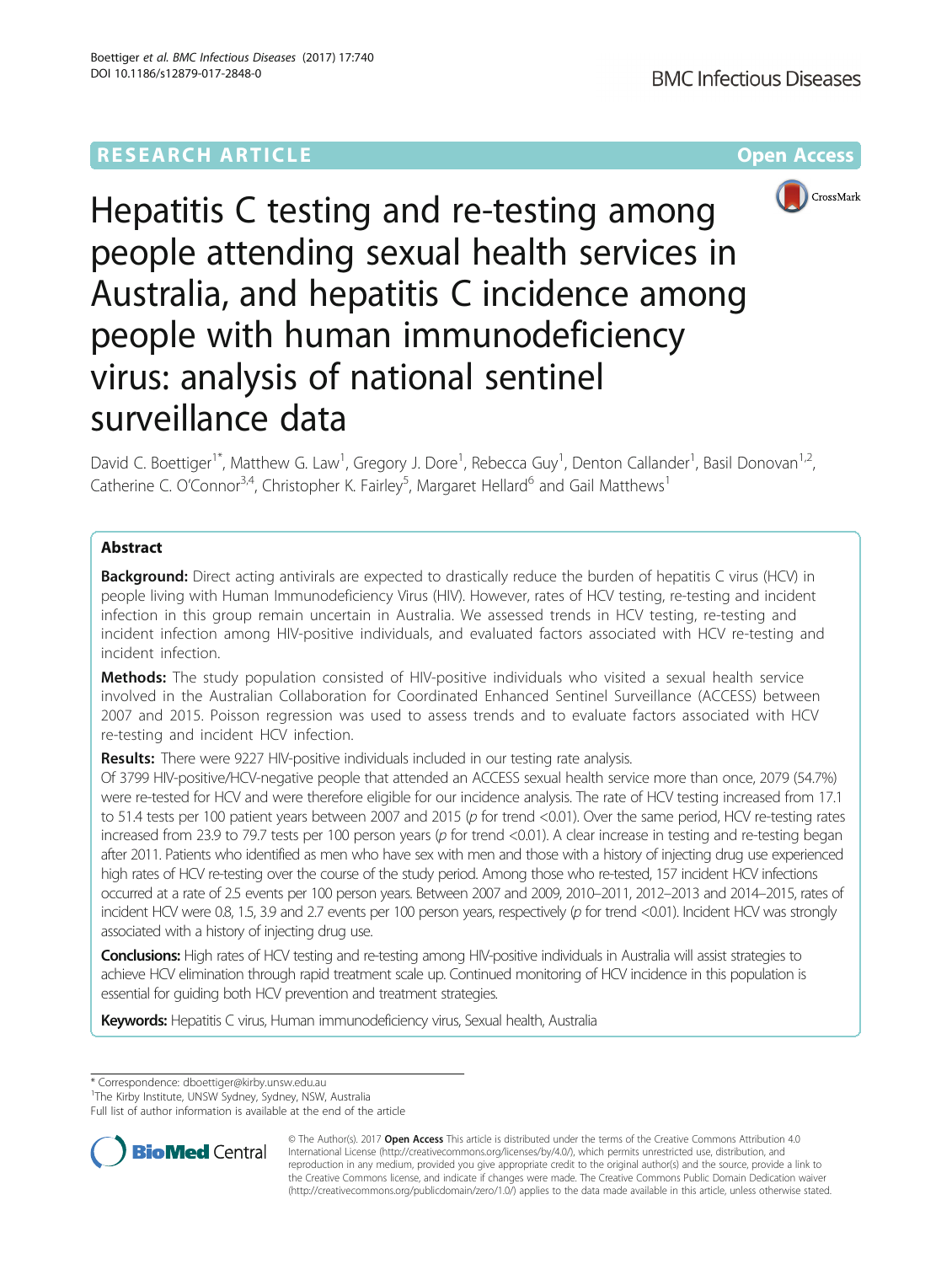RESEARCH ARTICLE

Open Access

# Hepatitis C testing and re-testing among people attending sexual health services in Australia, and hepatitis C incidence among people with human immunodeficiency virus: analysis of national sentinel surveillance data

David C. Boettiger[1*], Matthew G. Law[1], Gregory J. Dore[1], Rebecca Guy[1], Denton Callander[1], Basil Donovan[1,2], Catherine C. O'Connor[3,4], Christopher K. Fairley[5], Margaret Hellard[6] and Gail Matthews[1]

## Abstract

**Background:** Direct acting antivirals are expected to drastically reduce the burden of hepatitis C virus (HCV) in people living with Human Immunodeficiency Virus (HIV). However, rates of HCV testing, re-testing and incident infection in this group remain uncertain in Australia. We assessed trends in HCV testing, re-testing and incident infection among HIV-positive individuals, and evaluated factors associated with HCV re-testing and incident infection.

**Methods:** The study population consisted of HIV-positive individuals who visited a sexual health service involved in the Australian Collaboration for Coordinated Enhanced Sentinel Surveillance (ACCESS) between 2007 and 2015. Poisson regression was used to assess trends and to evaluate factors associated with HCV re-testing and incident HCV infection.

**Results:** There were 9227 HIV-positive individuals included in our testing rate analysis.

Of 3799 HIV-positive/HCV-negative people that attended an ACCESS sexual health service more than once, 2079 (54.7%) were re-tested for HCV and were therefore eligible for our incidence analysis. The rate of HCV testing increased from 17.1 to 51.4 tests per 100 patient years between 2007 and 2015 ($p$ for trend <0.01). Over the same period, HCV re-testing rates increased from 23.9 to 79.7 tests per 100 person years ($p$ for trend <0.01). A clear increase in testing and re-testing began after 2011. Patients who identified as men who have sex with men and those with a history of injecting drug use experienced high rates of HCV re-testing over the course of the study period. Among those who re-tested, 157 incident HCV infections occurred at a rate of 2.5 events per 100 person years. Between 2007 and 2009, 2010–2011, 2012–2013 and 2014–2015, rates of incident HCV were 0.8, 1.5, 3.9 and 2.7 events per 100 person years, respectively ($p$ for trend <0.01). Incident HCV was strongly associated with a history of injecting drug use.

**Conclusions:** High rates of HCV testing and re-testing among HIV-positive individuals in Australia will assist strategies to achieve HCV elimination through rapid treatment scale up. Continued monitoring of HCV incidence in this population is essential for guiding both HCV prevention and treatment strategies.

**Keywords:** Hepatitis C virus, Human immunodeficiency virus, Sexual health, Australia

\* Correspondence: dboettiger@kirby.unsw.edu.au
[1]The Kirby Institute, UNSW Sydney, Sydney, NSW, Australia
Full list of author information is available at the end of the article

© The Author(s). 2017 **Open Access** This article is distributed under the terms of the Creative Commons Attribution 4.0 International License (http://creativecommons.org/licenses/by/4.0/), which permits unrestricted use, distribution, and reproduction in any medium, provided you give appropriate credit to the original author(s) and the source, provide a link to the Creative Commons license, and indicate if changes were made. The Creative Commons Public Domain Dedication waiver (http://creativecommons.org/publicdomain/zero/1.0/) applies to the data made available in this article, unless otherwise stated.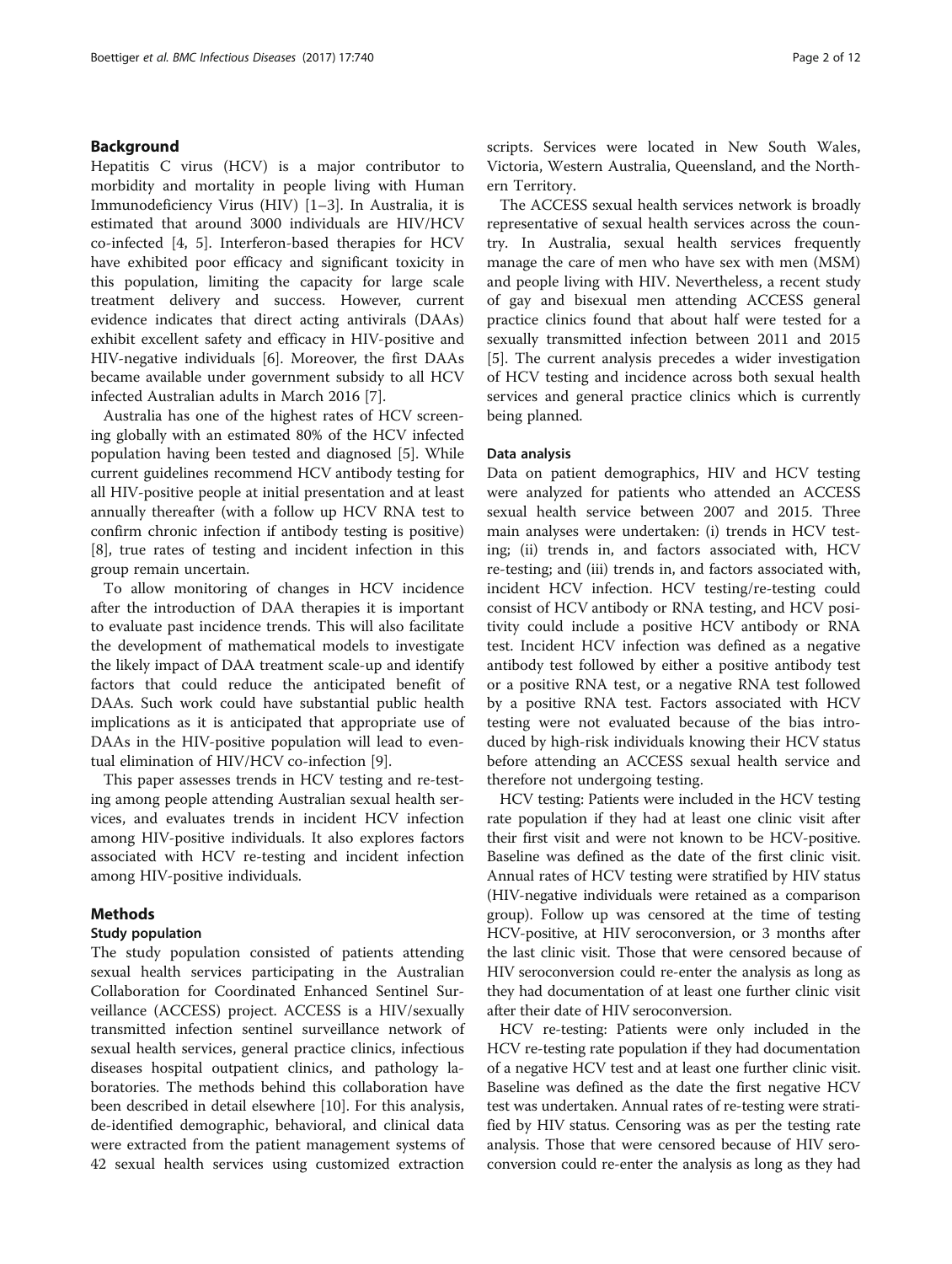## Background

Hepatitis C virus (HCV) is a major contributor to morbidity and mortality in people living with Human Immunodeficiency Virus (HIV) [1–3]. In Australia, it is estimated that around 3000 individuals are HIV/HCV co-infected [4, 5]. Interferon-based therapies for HCV have exhibited poor efficacy and significant toxicity in this population, limiting the capacity for large scale treatment delivery and success. However, current evidence indicates that direct acting antivirals (DAAs) exhibit excellent safety and efficacy in HIV-positive and HIV-negative individuals [6]. Moreover, the first DAAs became available under government subsidy to all HCV infected Australian adults in March 2016 [7].

Australia has one of the highest rates of HCV screening globally with an estimated 80% of the HCV infected population having been tested and diagnosed [5]. While current guidelines recommend HCV antibody testing for all HIV-positive people at initial presentation and at least annually thereafter (with a follow up HCV RNA test to confirm chronic infection if antibody testing is positive) [8], true rates of testing and incident infection in this group remain uncertain.

To allow monitoring of changes in HCV incidence after the introduction of DAA therapies it is important to evaluate past incidence trends. This will also facilitate the development of mathematical models to investigate the likely impact of DAA treatment scale-up and identify factors that could reduce the anticipated benefit of DAAs. Such work could have substantial public health implications as it is anticipated that appropriate use of DAAs in the HIV-positive population will lead to eventual elimination of HIV/HCV co-infection [9].

This paper assesses trends in HCV testing and re-testing among people attending Australian sexual health services, and evaluates trends in incident HCV infection among HIV-positive individuals. It also explores factors associated with HCV re-testing and incident infection among HIV-positive individuals.

## Methods

### Study population

The study population consisted of patients attending sexual health services participating in the Australian Collaboration for Coordinated Enhanced Sentinel Surveillance (ACCESS) project. ACCESS is a HIV/sexually transmitted infection sentinel surveillance network of sexual health services, general practice clinics, infectious diseases hospital outpatient clinics, and pathology laboratories. The methods behind this collaboration have been described in detail elsewhere [10]. For this analysis, de-identified demographic, behavioral, and clinical data were extracted from the patient management systems of 42 sexual health services using customized extraction scripts. Services were located in New South Wales, Victoria, Western Australia, Queensland, and the Northern Territory.

The ACCESS sexual health services network is broadly representative of sexual health services across the country. In Australia, sexual health services frequently manage the care of men who have sex with men (MSM) and people living with HIV. Nevertheless, a recent study of gay and bisexual men attending ACCESS general practice clinics found that about half were tested for a sexually transmitted infection between 2011 and 2015 [5]. The current analysis precedes a wider investigation of HCV testing and incidence across both sexual health services and general practice clinics which is currently being planned.

### Data analysis

Data on patient demographics, HIV and HCV testing were analyzed for patients who attended an ACCESS sexual health service between 2007 and 2015. Three main analyses were undertaken: (i) trends in HCV testing; (ii) trends in, and factors associated with, HCV re-testing; and (iii) trends in, and factors associated with, incident HCV infection. HCV testing/re-testing could consist of HCV antibody or RNA testing, and HCV positivity could include a positive HCV antibody or RNA test. Incident HCV infection was defined as a negative antibody test followed by either a positive antibody test or a positive RNA test, or a negative RNA test followed by a positive RNA test. Factors associated with HCV testing were not evaluated because of the bias introduced by high-risk individuals knowing their HCV status before attending an ACCESS sexual health service and therefore not undergoing testing.

HCV testing: Patients were included in the HCV testing rate population if they had at least one clinic visit after their first visit and were not known to be HCV-positive. Baseline was defined as the date of the first clinic visit. Annual rates of HCV testing were stratified by HIV status (HIV-negative individuals were retained as a comparison group). Follow up was censored at the time of testing HCV-positive, at HIV seroconversion, or 3 months after the last clinic visit. Those that were censored because of HIV seroconversion could re-enter the analysis as long as they had documentation of at least one further clinic visit after their date of HIV seroconversion.

HCV re-testing: Patients were only included in the HCV re-testing rate population if they had documentation of a negative HCV test and at least one further clinic visit. Baseline was defined as the date the first negative HCV test was undertaken. Annual rates of re-testing were stratified by HIV status. Censoring was as per the testing rate analysis. Those that were censored because of HIV seroconversion could re-enter the analysis as long as they had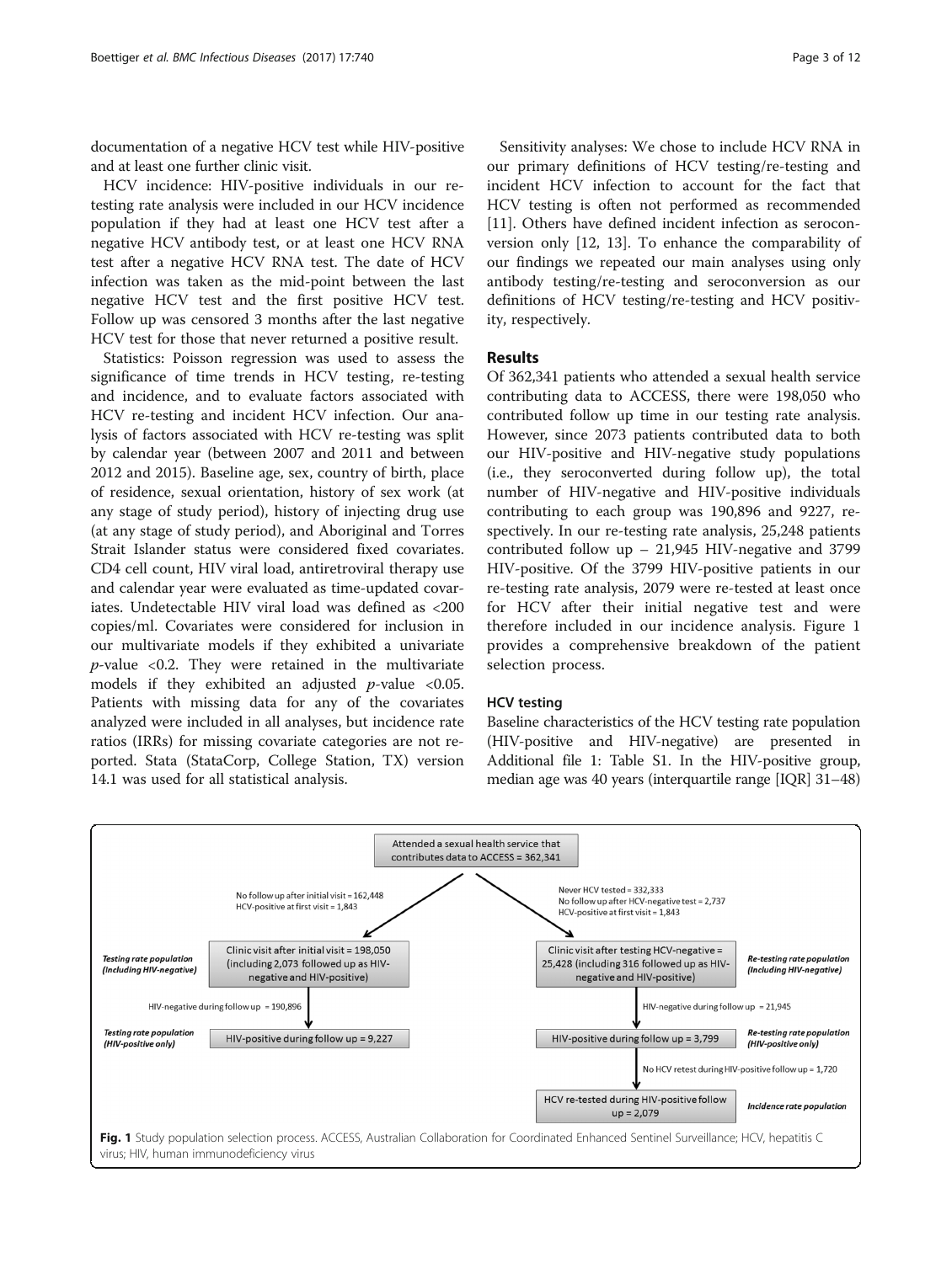documentation of a negative HCV test while HIV-positive and at least one further clinic visit.

HCV incidence: HIV-positive individuals in our re-testing rate analysis were included in our HCV incidence population if they had at least one HCV test after a negative HCV antibody test, or at least one HCV RNA test after a negative HCV RNA test. The date of HCV infection was taken as the mid-point between the last negative HCV test and the first positive HCV test. Follow up was censored 3 months after the last negative HCV test for those that never returned a positive result.

Statistics: Poisson regression was used to assess the significance of time trends in HCV testing, re-testing and incidence, and to evaluate factors associated with HCV re-testing and incident HCV infection. Our analysis of factors associated with HCV re-testing was split by calendar year (between 2007 and 2011 and between 2012 and 2015). Baseline age, sex, country of birth, place of residence, sexual orientation, history of sex work (at any stage of study period), history of injecting drug use (at any stage of study period), and Aboriginal and Torres Strait Islander status were considered fixed covariates. CD4 cell count, HIV viral load, antiretroviral therapy use and calendar year were evaluated as time-updated covariates. Undetectable HIV viral load was defined as <200 copies/ml. Covariates were considered for inclusion in our multivariate models if they exhibited a univariate $p$-value <0.2. They were retained in the multivariate models if they exhibited an adjusted $p$-value <0.05. Patients with missing data for any of the covariates analyzed were included in all analyses, but incidence rate ratios (IRRs) for missing covariate categories are not reported. Stata (StataCorp, College Station, TX) version 14.1 was used for all statistical analysis.

Sensitivity analyses: We chose to include HCV RNA in our primary definitions of HCV testing/re-testing and incident HCV infection to account for the fact that HCV testing is often not performed as recommended [11]. Others have defined incident infection as seroconversion only [12, 13]. To enhance the comparability of our findings we repeated our main analyses using only antibody testing/re-testing and seroconversion as our definitions of HCV testing/re-testing and HCV positivity, respectively.

## Results

Of 362,341 patients who attended a sexual health service contributing data to ACCESS, there were 198,050 who contributed follow up time in our testing rate analysis. However, since 2073 patients contributed data to both our HIV-positive and HIV-negative study populations (i.e., they seroconverted during follow up), the total number of HIV-negative and HIV-positive individuals contributing to each group was 190,896 and 9227, respectively. In our re-testing rate analysis, 25,248 patients contributed follow up – 21,945 HIV-negative and 3799 HIV-positive. Of the 3799 HIV-positive patients in our re-testing rate analysis, 2079 were re-tested at least once for HCV after their initial negative test and were therefore included in our incidence analysis. Figure 1 provides a comprehensive breakdown of the patient selection process.

### HCV testing

Baseline characteristics of the HCV testing rate population (HIV-positive and HIV-negative) are presented in Additional file 1: Table S1. In the HIV-positive group, median age was 40 years (interquartile range [IQR] 31–48)

Attended a sexual health service that contributes data to ACCESS = 362,341

- No follow up after initial visit = 162,448; HCV-positive at first visit = 1,843
  - *Testing rate population (Including HIV-negative)*: Clinic visit after initial visit = 198,050 (including 2,073 followed up as HIV-negative and HIV-positive)
    - HIV-negative during follow up = 190,896
    - *Testing rate population (HIV-positive only)*: HIV-positive during follow up = 9,227
- Never HCV tested = 332,333; No follow up after HCV-negative test = 2,737; HCV-positive at first visit = 1,843
  - *Re-testing rate population (Including HIV-negative)*: Clinic visit after testing HCV-negative = 25,428 (including 316 followed up as HIV-negative and HIV-positive)
    - HIV-negative during follow up = 21,945
    - *Re-testing rate population (HIV-positive only)*: HIV-positive during follow up = 3,799
      - No HCV retest during HIV-positive follow up = 1,720
      - *Incidence rate population*: HCV re-tested during HIV-positive follow up = 2,079

**Fig. 1** Study population selection process. ACCESS, Australian Collaboration for Coordinated Enhanced Sentinel Surveillance; HCV, hepatitis C virus; HIV, human immunodeficiency virus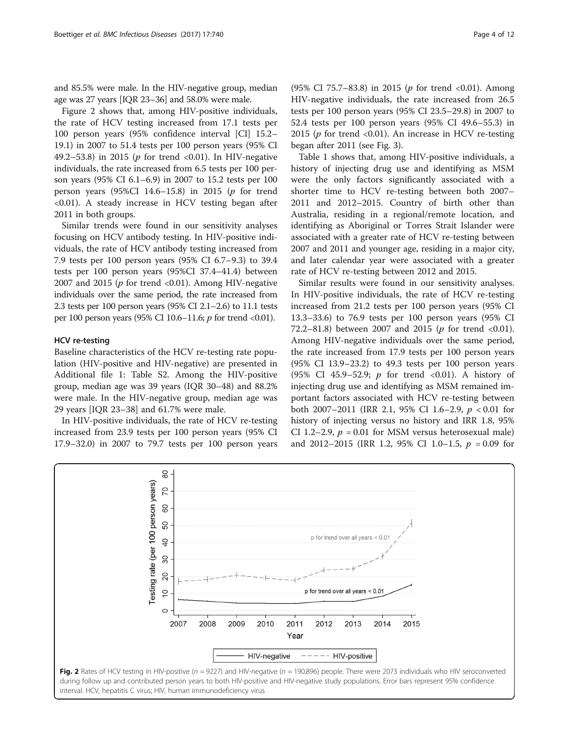and 85.5% were male. In the HIV-negative group, median age was 27 years [IQR 23–36] and 58.0% were male.

Figure 2 shows that, among HIV-positive individuals, the rate of HCV testing increased from 17.1 tests per 100 person years (95% confidence interval [CI] 15.2–19.1) in 2007 to 51.4 tests per 100 person years (95% CI 49.2–53.8) in 2015 (*p* for trend <0.01). In HIV-negative individuals, the rate increased from 6.5 tests per 100 person years (95% CI 6.1–6.9) in 2007 to 15.2 tests per 100 person years (95%CI 14.6–15.8) in 2015 (*p* for trend <0.01). A steady increase in HCV testing began after 2011 in both groups.

Similar trends were found in our sensitivity analyses focusing on HCV antibody testing. In HIV-positive individuals, the rate of HCV antibody testing increased from 7.9 tests per 100 person years (95% CI 6.7–9.3) to 39.4 tests per 100 person years (95%CI 37.4–41.4) between 2007 and 2015 (*p* for trend <0.01). Among HIV-negative individuals over the same period, the rate increased from 2.3 tests per 100 person years (95% CI 2.1–2.6) to 11.1 tests per 100 person years (95% CI 10.6–11.6; *p* for trend <0.01).

### HCV re-testing

Baseline characteristics of the HCV re-testing rate population (HIV-positive and HIV-negative) are presented in Additional file 1: Table S2. Among the HIV-positive group, median age was 39 years (IQR 30–48) and 88.2% were male. In the HIV-negative group, median age was 29 years [IQR 23–38] and 61.7% were male.

In HIV-positive individuals, the rate of HCV re-testing increased from 23.9 tests per 100 person years (95% CI 17.9–32.0) in 2007 to 79.7 tests per 100 person years (95% CI 75.7–83.8) in 2015 (*p* for trend <0.01). Among HIV-negative individuals, the rate increased from 26.5 tests per 100 person years (95% CI 23.5–29.8) in 2007 to 52.4 tests per 100 person years (95% CI 49.6–55.3) in 2015 (*p* for trend <0.01). An increase in HCV re-testing began after 2011 (see Fig. 3).

Table 1 shows that, among HIV-positive individuals, a history of injecting drug use and identifying as MSM were the only factors significantly associated with a shorter time to HCV re-testing between both 2007–2011 and 2012–2015. Country of birth other than Australia, residing in a regional/remote location, and identifying as Aboriginal or Torres Strait Islander were associated with a greater rate of HCV re-testing between 2007 and 2011 and younger age, residing in a major city, and later calendar year were associated with a greater rate of HCV re-testing between 2012 and 2015.

Similar results were found in our sensitivity analyses. In HIV-positive individuals, the rate of HCV re-testing increased from 21.2 tests per 100 person years (95% CI 13.3–33.6) to 76.9 tests per 100 person years (95% CI 72.2–81.8) between 2007 and 2015 (*p* for trend <0.01). Among HIV-negative individuals over the same period, the rate increased from 17.9 tests per 100 person years (95% CI 13.9–23.2) to 49.3 tests per 100 person years (95% CI 45.9–52.9; *p* for trend <0.01). A history of injecting drug use and identifying as MSM remained important factors associated with HCV re-testing between both 2007–2011 (IRR 2.1, 95% CI 1.6–2.9, $p < 0.01$ for history of injecting versus no history and IRR 1.8, 95% CI 1.2–2.9, $p = 0.01$ for MSM versus heterosexual male) and 2012–2015 (IRR 1.2, 95% CI 1.0–1.5, $p = 0.09$ for

**Fig. 2** Rates of HCV testing in HIV-positive ($n = 9227$) and HIV-negative ($n = 190{,}896$) people. There were 2073 individuals who HIV seroconverted during follow up and contributed person years to both HIV-positive and HIV-negative study populations. Error bars represent 95% confidence interval. HCV, hepatitis C virus; HIV, human immunodeficiency virus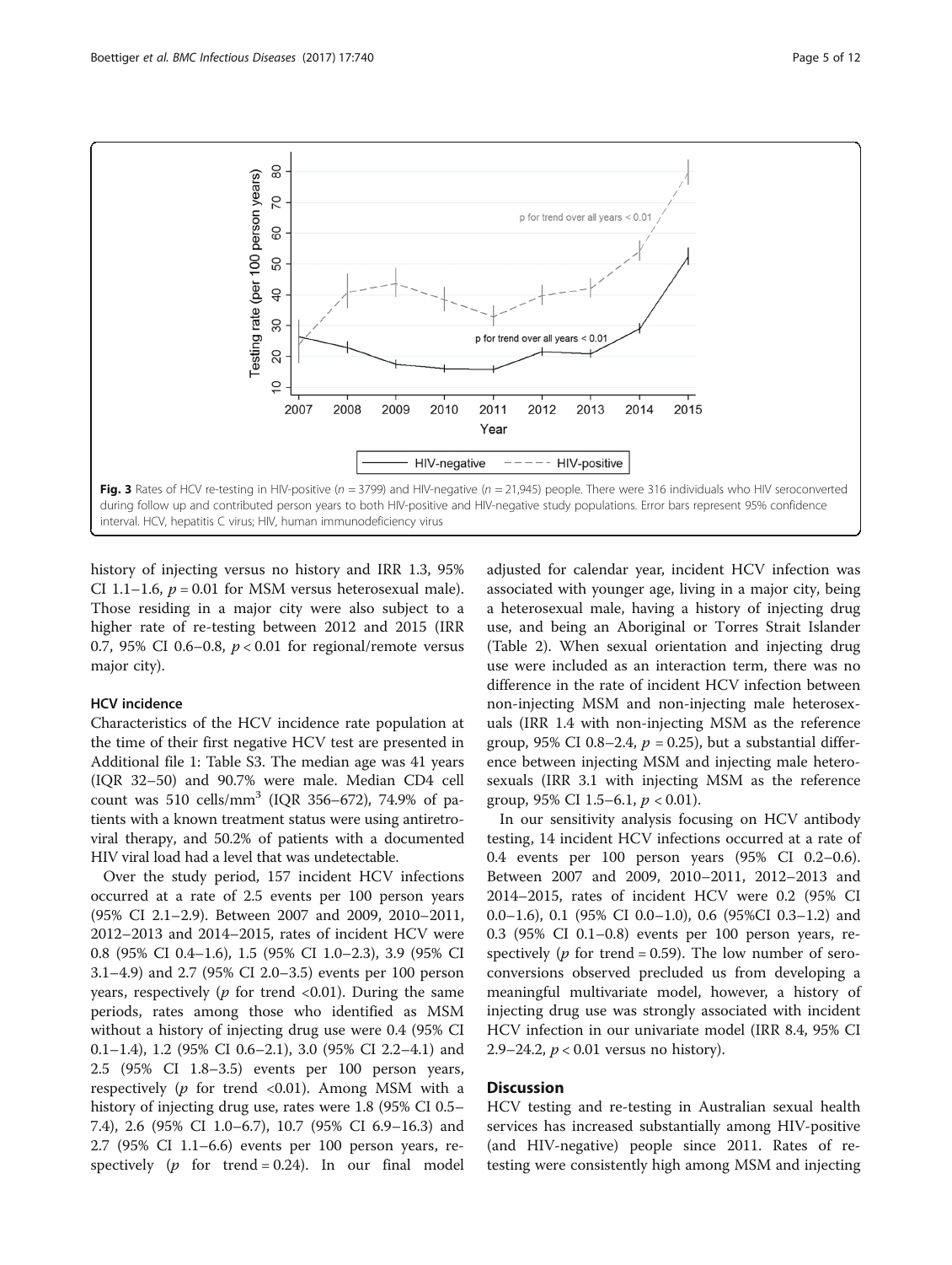Fig. 3 Rates of HCV re-testing in HIV-positive ($n = 3799$) and HIV-negative ($n = 21,945$) people. There were 316 individuals who HIV seroconverted during follow up and contributed person years to both HIV-positive and HIV-negative study populations. Error bars represent 95% confidence interval. HCV, hepatitis C virus; HIV, human immunodeficiency virus

history of injecting versus no history and IRR 1.3, 95% CI 1.1–1.6, $p = 0.01$ for MSM versus heterosexual male). Those residing in a major city were also subject to a higher rate of re-testing between 2012 and 2015 (IRR 0.7, 95% CI 0.6–0.8, $p < 0.01$ for regional/remote versus major city).

### HCV incidence

Characteristics of the HCV incidence rate population at the time of their first negative HCV test are presented in Additional file 1: Table S3. The median age was 41 years (IQR 32–50) and 90.7% were male. Median CD4 cell count was 510 cells/mm$^3$ (IQR 356–672), 74.9% of patients with a known treatment status were using antiretroviral therapy, and 50.2% of patients with a documented HIV viral load had a level that was undetectable.

Over the study period, 157 incident HCV infections occurred at a rate of 2.5 events per 100 person years (95% CI 2.1–2.9). Between 2007 and 2009, 2010–2011, 2012–2013 and 2014–2015, rates of incident HCV were 0.8 (95% CI 0.4–1.6), 1.5 (95% CI 1.0–2.3), 3.9 (95% CI 3.1–4.9) and 2.7 (95% CI 2.0–3.5) events per 100 person years, respectively ($p$ for trend <0.01). During the same periods, rates among those who identified as MSM without a history of injecting drug use were 0.4 (95% CI 0.1–1.4), 1.2 (95% CI 0.6–2.1), 3.0 (95% CI 2.2–4.1) and 2.5 (95% CI 1.8–3.5) events per 100 person years, respectively ($p$ for trend <0.01). Among MSM with a history of injecting drug use, rates were 1.8 (95% CI 0.5–7.4), 2.6 (95% CI 1.0–6.7), 10.7 (95% CI 6.9–16.3) and 2.7 (95% CI 1.1–6.6) events per 100 person years, respectively ($p$ for trend = 0.24). In our final model adjusted for calendar year, incident HCV infection was associated with younger age, living in a major city, being a heterosexual male, having a history of injecting drug use, and being an Aboriginal or Torres Strait Islander (Table 2). When sexual orientation and injecting drug use were included as an interaction term, there was no difference in the rate of incident HCV infection between non-injecting MSM and non-injecting male heterosexuals (IRR 1.4 with non-injecting MSM as the reference group, 95% CI 0.8–2.4, $p = 0.25$), but a substantial difference between injecting MSM and injecting male heterosexuals (IRR 3.1 with injecting MSM as the reference group, 95% CI 1.5–6.1, $p < 0.01$).

In our sensitivity analysis focusing on HCV antibody testing, 14 incident HCV infections occurred at a rate of 0.4 events per 100 person years (95% CI 0.2–0.6). Between 2007 and 2009, 2010–2011, 2012–2013 and 2014–2015, rates of incident HCV were 0.2 (95% CI 0.0–1.6), 0.1 (95% CI 0.0–1.0), 0.6 (95%CI 0.3–1.2) and 0.3 (95% CI 0.1–0.8) events per 100 person years, respectively ($p$ for trend = 0.59). The low number of seroconversions observed precluded us from developing a meaningful multivariate model, however, a history of injecting drug use was strongly associated with incident HCV infection in our univariate model (IRR 8.4, 95% CI 2.9–24.2, $p < 0.01$ versus no history).

## Discussion

HCV testing and re-testing in Australian sexual health services has increased substantially among HIV-positive (and HIV-negative) people since 2011. Rates of re-testing were consistently high among MSM and injecting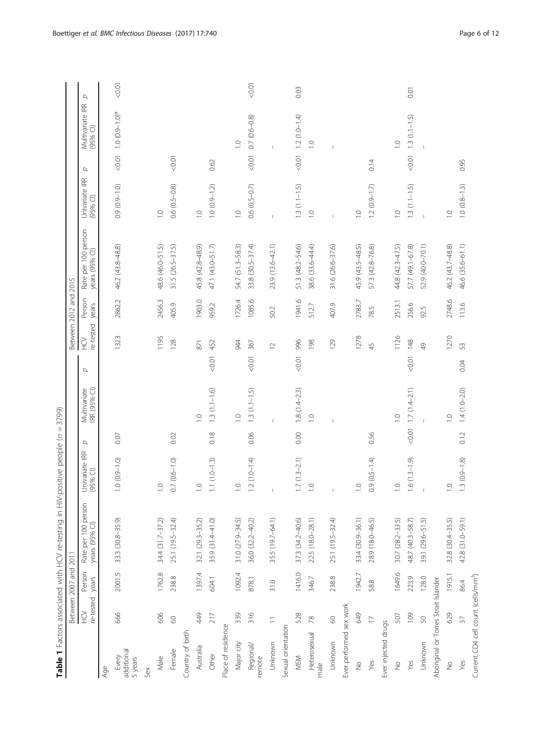**Table 1** Factors associated with HCV re-testing in HIV-positive people ($n = 3799$)

| | Between 2007 and 2011 | | | | | | | Between 2012 and 2015 | | | | | | |
|---|---|---|---|---|---|---|---|---|---|---|---|---|---|---|
| | HCV re-tested | Person years | Rate per 100 person years (95% CI) | Univariate IRR (95% CI) | p | Multivariate IRR (95% CI) | p | HCV re-tested | Person years | Rate per 100 person years (95% CI) | Univariate IRR (95% CI) | p | Multivariate IRR (95% CI) | p |
| Age | | | | | | | | | | | | | | |
| Every additional 5 years | 666 | 2001.5 | 33.3 (30.8–35.9) | 1.0 (0.9–1.0) | 0.07 | | | 1323 | 2862.2 | 46.2 (43.8–48.8) | 0.9 (0.9–1.0) | <0.01 | 1.0 (0.9–1.0)* | <0.01 |
| Sex | | | | | | | | | | | | | | |
| Male | 606 | 1762.8 | 34.4 (31.7–37.2) | 1.0 | | | | 1195 | 2456.3 | 48.6 (46.0–51.5) | 1.0 | | | |
| Female | 60 | 238.8 | 25.1 (19.5–32.4) | 0.7 (0.6–1.0) | 0.02 | | | 128 | 405.9 | 31.5 (26.5–37.5) | 0.6 (0.5–0.8) | <0.01 | | |
| Country of birth | | | | | | | | | | | | | | |
| Australia | 449 | 1397.4 | 32.1 (29.3–35.2) | 1.0 | | 1.0 | | 871 | 1903.0 | 45.8 (42.8–48.9) | 1.0 | | | |
| Other | 217 | 604.1 | 35.9 (31.4–41.0) | 1.1 (1.0–1.3) | 0.18 | 1.3 (1.1–1.6) | <0.01 | 452 | 959.2 | 47.1 (43.0–51.7) | 1.0 (0.9–1.2) | 0.62 | | |
| Place of residence | | | | | | | | | | | | | | |
| Major city | 339 | 1092.4 | 31.0 (27.9–34.5) | 1.0 | | 1.0 | | 944 | 1726.4 | 54.7 (51.3–58.3) | 1.0 | | 1.0 | |
| Regional/remote | 316 | 878.1 | 36.0 (32.2–40.2) | 1.2 (1.0–1.4) | 0.06 | 1.3 (1.1–1.5) | <0.01 | 367 | 1085.6 | 33.8 (30.5–37.4) | 0.6 (0.5–0.7) | <0.01 | 0.7 (0.6–0.8) | <0.01 |
| Unknown | 11 | 31.0 | 35.5 (19.7–64.1) | – | | – | | 12 | 50.2 | 23.9 (13.6–42.1) | – | | – | |
| Sexual orientation | | | | | | | | | | | | | | |
| MSM | 528 | 1416.0 | 37.3 (34.2–40.6) | 1.7 (1.3–2.1) | 0.00 | 1.8 (1.4–2.3) | <0.01 | 996 | 1941.6 | 51.3 (48.2–54.6) | 1.3 (1.1–1.5) | <0.01 | 1.2 (1.0–1.4) | 0.03 |
| Heterosexual male | 78 | 346.7 | 22.5 (18.0–28.1) | 1.0 | | 1.0 | | 198 | 512.7 | 38.6 (33.6–44.4) | 1.0 | | 1.0 | |
| Unknown | 60 | 238.8 | 25.1 (19.5–32.4) | – | | – | | 129 | 407.9 | 31.6 (26.6–37.6) | – | | – | |
| Ever performed sex work | | | | | | | | | | | | | | |
| No | 649 | 1942.7 | 33.4 (30.9–36.1) | 1.0 | | | | 1278 | 2783.7 | 45.9 (43.5–48.5) | 1.0 | | | |
| Yes | 17 | 58.8 | 28.9 (18.0–46.5) | 0.9 (0.5–1.4) | 0.56 | | | 45 | 78.5 | 57.3 (42.8–76.8) | 1.2 (0.9–1.7) | 0.14 | | |
| Ever injected drugs | | | | | | | | | | | | | | |
| No | 507 | 1649.6 | 30.7 (28.2–33.5) | 1.0 | | 1.0 | | 1126 | 2513.1 | 44.8 (42.3–47.5) | 1.0 | | 1.0 | |
| Yes | 109 | 223.9 | 48.7 (40.3–58.7) | 1.6 (1.3–1.9) | <0.01 | 1.7 (1.4–2.1) | <0.01 | 148 | 256.6 | 57.7 (49.1–67.8) | 1.3 (1.1–1.5) | <0.01 | 1.3 (1.1–1.5) | 0.01 |
| Unknown | 50 | 128.0 | 39.1 (29.6–51.5) | – | | – | | 49 | 92.5 | 52.9 (40.0–70.1) | – | | – | |
| Aboriginal or Torres Strait Islander | | | | | | | | | | | | | | |
| No | 629 | 1915.1 | 32.8 (30.4–35.5) | 1.0 | | 1.0 | | 1270 | 2748.6 | 46.2 (43.7–48.8) | 1.0 | | | |
| Yes | 37 | 86.4 | 42.8 (31.0–59.1) | 1.3 (0.9–1.8) | 0.12 | 1.4 (1.0–2.0) | 0.04 | 53 | 113.6 | 46.6 (35.6–61.1) | 1.0 (0.8–1.3) | 0.95 | | |
| Current CD4 cell count (cells/mm$^3$) | | | | | | | | | | | | | | |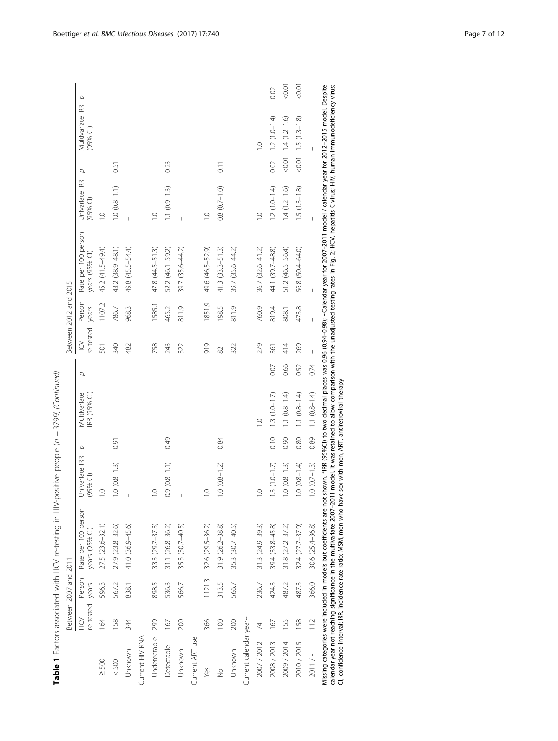**Table 1** Factors associated with HCV re-testing in HIV-positive people (n = 3799) *(Continued)*

| | Between 2007 and 2011 | | | | | | | Between 2012 and 2015 | | | | | | |
|---|---|---|---|---|---|---|---|---|---|---|---|---|---|---|
| | HCV re-tested | Person years | Rate per 100 person years (95% CI) | Univariate IRR (95% CI) | p | Multivariate IRR (95% CI) | p | HCV re-tested | Person years | Rate per 100 person years (95% CI) | Univariate IRR (95% CI) | p | Multivariate IRR (95% CI) | p |
| ≥ 500 | 164 | 596.3 | 27.5 (23.6–32.1) | 1.0 | | | | 501 | 1107.2 | 45.2 (41.5–49.4) | 1.0 | | | |
| < 500 | 158 | 567.2 | 27.9 (23.8–32.6) | 1.0 (0.8–1.3) | 0.91 | | | 340 | 786.7 | 43.2 (38.9–48.1) | 1.0 (0.8–1.1) | 0.51 | | |
| Unknown | 344 | 838.1 | 41.0 (36.9–45.6) | – | | | | 482 | 968.3 | 49.8 (45.5–54.4) | – | | | |
| Current HIV RNA | | | | | | | | | | | | | | |
| Undetectable | 299 | 898.5 | 33.3 (29.7–37.3) | 1.0 | | | | 758 | 1585.1 | 47.8 (44.5–51.3) | 1.0 | | | |
| Detectable | 167 | 536.3 | 31.1 (26.8–36.2) | 0.9 (0.8–1.1) | 0.49 | | | 243 | 465.2 | 52.2 (46.1–59.2) | 1.1 (0.9–1.3) | 0.23 | | |
| Unknown | 200 | 566.7 | 35.3 (30.7–40.5) | – | | | | 322 | 811.9 | 39.7 (35.6–44.2) | – | | | |
| Current ART use | | | | | | | | | | | | | | |
| Yes | 366 | 1121.3 | 32.6 (29.5–36.2) | 1.0 | | | | 919 | 1851.9 | 49.6 (46.5–52.9) | 1.0 | | | |
| No | 100 | 313.5 | 31.9 (26.2–38.8) | 1.0 (0.8–1.2) | 0.84 | | | 82 | 198.5 | 41.3 (33.3–51.3) | 0.8 (0.7–1.0) | 0.11 | | |
| Unknown | 200 | 566.7 | 35.3 (30.7–40.5) | – | | | | 322 | 811.9 | 39.7 (35.6–44.2) | – | | | |
| Current calendar year~ | | | | | | | | | | | | | | |
| 2007 / 2012 | 74 | 236.7 | 31.3 (24.9–39.3) | 1.0 | | 1.0 | | 279 | 760.9 | 36.7 (32.6–41.2) | 1.0 | | 1.0 | |
| 2008 / 2013 | 167 | 424.3 | 39.4 (33.8–45.8) | 1.3 (1.0–1.7) | 0.10 | 1.3 (1.0–1.7) | 0.07 | 361 | 819.4 | 44.1 (39.7–48.8) | 1.2 (1.0–1.4) | 0.02 | 1.2 (1.0–1.4) | 0.02 |
| 2009 / 2014 | 155 | 487.2 | 31.8 (27.2–37.2) | 1.0 (0.8–1.3) | 0.90 | 1.1 (0.8–1.4) | 0.66 | 414 | 808.1 | 51.2 (46.5–56.4) | 1.4 (1.2–1.6) | <0.01 | 1.4 (1.2–1.6) | <0.01 |
| 2010 / 2015 | 158 | 487.3 | 32.4 (27.7–37.9) | 1.0 (0.8–1.4) | 0.80 | 1.1 (0.8–1.4) | 0.52 | 269 | 473.8 | 56.8 (50.4–64.0) | 1.5 (1.3–1.8) | <0.01 | 1.5 (1.3–1.8) | <0.01 |
| 2011 / - | 112 | 366.0 | 30.6 (25.4–36.8) | 1.0 (0.7–1.3) | 0.89 | 1.1 (0.8–1.4) | 0.74 | – | – | – | – | | – | |

Missing categories were included in models but coefficients are not shown. *IRR (95%CI) to two decimal places was 0.96 (0.94–0.98); ~Calendar year for 2007–2011 model / calendar year for 2012–2015 model. Despite calendar year not reaching significance in the multivariate 2007–2011 model, it was retained to allow comparison with the unadjusted testing rates in Fig. 2; HCV, hepatitis C virus; HIV, human immunodeficiency virus; CI, confidence interval; IRR, incidence rate ratio; MSM, men who have sex with men; ART, antiretroviral therapy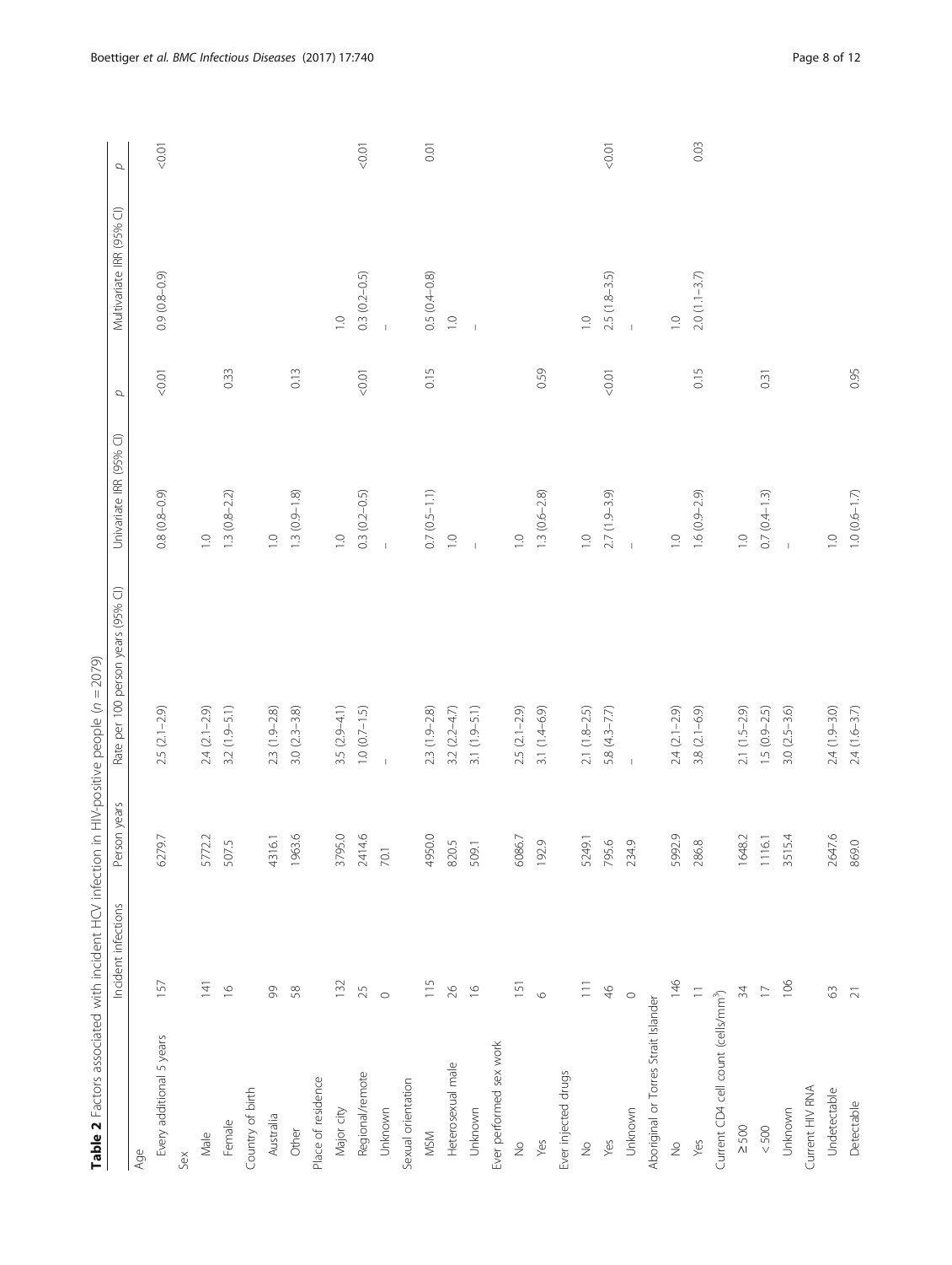**Table 2** Factors associated with incident HCV infection in HIV-positive people ($n = 2079$)

| | Incident infections | Person years | Rate per 100 person years (95% CI) | Univariate IRR (95% CI) | $p$ | Multivariate IRR (95% CI) | $p$ |
|---|---|---|---|---|---|---|---|
| Age | | | | | | | |
| Every additional 5 years | 157 | 6279.7 | 2.5 (2.1–2.9) | 0.8 (0.8–0.9) | <0.01 | 0.9 (0.8–0.9) | <0.01 |
| Sex | | | | | | | |
| Male | 141 | 5772.2 | 2.4 (2.1–2.9) | 1.0 | | | |
| Female | 16 | 507.5 | 3.2 (1.9–5.1) | 1.3 (0.8–2.2) | 0.33 | | |
| Country of birth | | | | | | | |
| Australia | 99 | 4316.1 | 2.3 (1.9–2.8) | 1.0 | | | |
| Other | 58 | 1963.6 | 3.0 (2.3–3.8) | 1.3 (0.9–1.8) | 0.13 | | |
| Place of residence | | | | | | | |
| Major city | 132 | 3795.0 | 3.5 (2.9–4.1) | 1.0 | | 1.0 | |
| Regional/remote | 25 | 2414.6 | 1.0 (0.7–1.5) | 0.3 (0.2–0.5) | <0.01 | 0.3 (0.2–0.5) | <0.01 |
| Unknown | 0 | 70.1 | – | – | | – | |
| Sexual orientation | | | | | | | |
| MSM | 115 | 4950.0 | 2.3 (1.9–2.8) | 0.7 (0.5–1.1) | 0.15 | 0.5 (0.4–0.8) | 0.01 |
| Heterosexual male | 26 | 820.5 | 3.2 (2.2–4.7) | 1.0 | | 1.0 | |
| Unknown | 16 | 509.1 | 3.1 (1.9–5.1) | – | | – | |
| Ever performed sex work | | | | | | | |
| No | 151 | 6086.7 | 2.5 (2.1–2.9) | 1.0 | | | |
| Yes | 6 | 192.9 | 3.1 (1.4–6.9) | 1.3 (0.6–2.8) | 0.59 | | |
| Ever injected drugs | | | | | | | |
| No | 111 | 5249.1 | 2.1 (1.8–2.5) | 1.0 | | 1.0 | |
| Yes | 46 | 795.6 | 5.8 (4.3–7.7) | 2.7 (1.9–3.9) | <0.01 | 2.5 (1.8–3.5) | <0.01 |
| Unknown | 0 | 234.9 | – | – | | – | |
| Aboriginal or Torres Strait Islander | | | | | | | |
| No | 146 | 5992.9 | 2.4 (2.1–2.9) | 1.0 | | 1.0 | |
| Yes | 11 | 286.8 | 3.8 (2.1–6.9) | 1.6 (0.9–2.9) | 0.15 | 2.0 (1.1–3.7) | 0.03 |
| Current CD4 cell count (cells/mm$^3$) | | | | | | | |
| ≥ 500 | 34 | 1648.2 | 2.1 (1.5–2.9) | 1.0 | | | |
| < 500 | 17 | 1116.1 | 1.5 (0.9–2.5) | 0.7 (0.4–1.3) | 0.31 | | |
| Unknown | 106 | 3515.4 | 3.0 (2.5–3.6) | – | | | |
| Current HIV RNA | | | | | | | |
| Undetectable | 63 | 2647.6 | 2.4 (1.9–3.0) | 1.0 | | | |
| Detectable | 21 | 869.0 | 2.4 (1.6–3.7) | 1.0 (0.6–1.7) | 0.95 | | |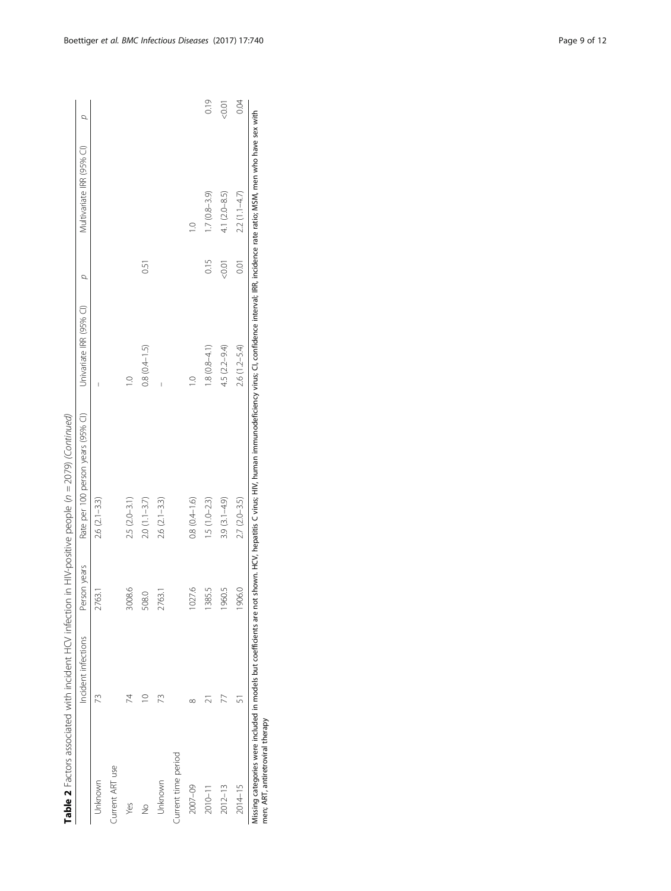**Table 2** Factors associated with incident HCV infection in HIV-positive people ($n = 2079$) *(Continued)*

| | Incident infections | Person years | Rate per 100 person years (95% CI) | Univariate IRR (95% CI) | p | Multivariate IRR (95% CI) | p |
|---|---|---|---|---|---|---|---|
| Unknown | 73 | 2763.1 | 2.6 (2.1–3.3) | – | | | |
| Current ART use | | | | | | | |
| Yes | 74 | 3008.6 | 2.5 (2.0–3.1) | 1.0 | | | |
| No | 10 | 508.0 | 2.0 (1.1–3.7) | 0.8 (0.4–1.5) | 0.51 | | |
| Unknown | 73 | 2763.1 | 2.6 (2.1–3.3) | – | | | |
| Current time period | | | | | | | |
| 2007–09 | 8 | 1027.6 | 0.8 (0.4–1.6) | 1.0 | | 1.0 | |
| 2010–11 | 21 | 1385.5 | 1.5 (1.0–2.3) | 1.8 (0.8–4.1) | 0.15 | 1.7 (0.8–3.9) | 0.19 |
| 2012–13 | 77 | 1960.5 | 3.9 (3.1–4.9) | 4.5 (2.2–9.4) | <0.01 | 4.1 (2.0–8.5) | <0.01 |
| 2014–15 | 51 | 1906.0 | 2.7 (2.0–3.5) | 2.6 (1.2–5.4) | 0.01 | 2.2 (1.1–4.7) | 0.04 |

Missing categories were included in models but coefficients are not shown. HCV, hepatitis C virus; HIV, human immunodeficiency virus; CI, confidence interval; IRR, incidence rate ratio; MSM, men who have sex with men; ART, antiretroviral therapy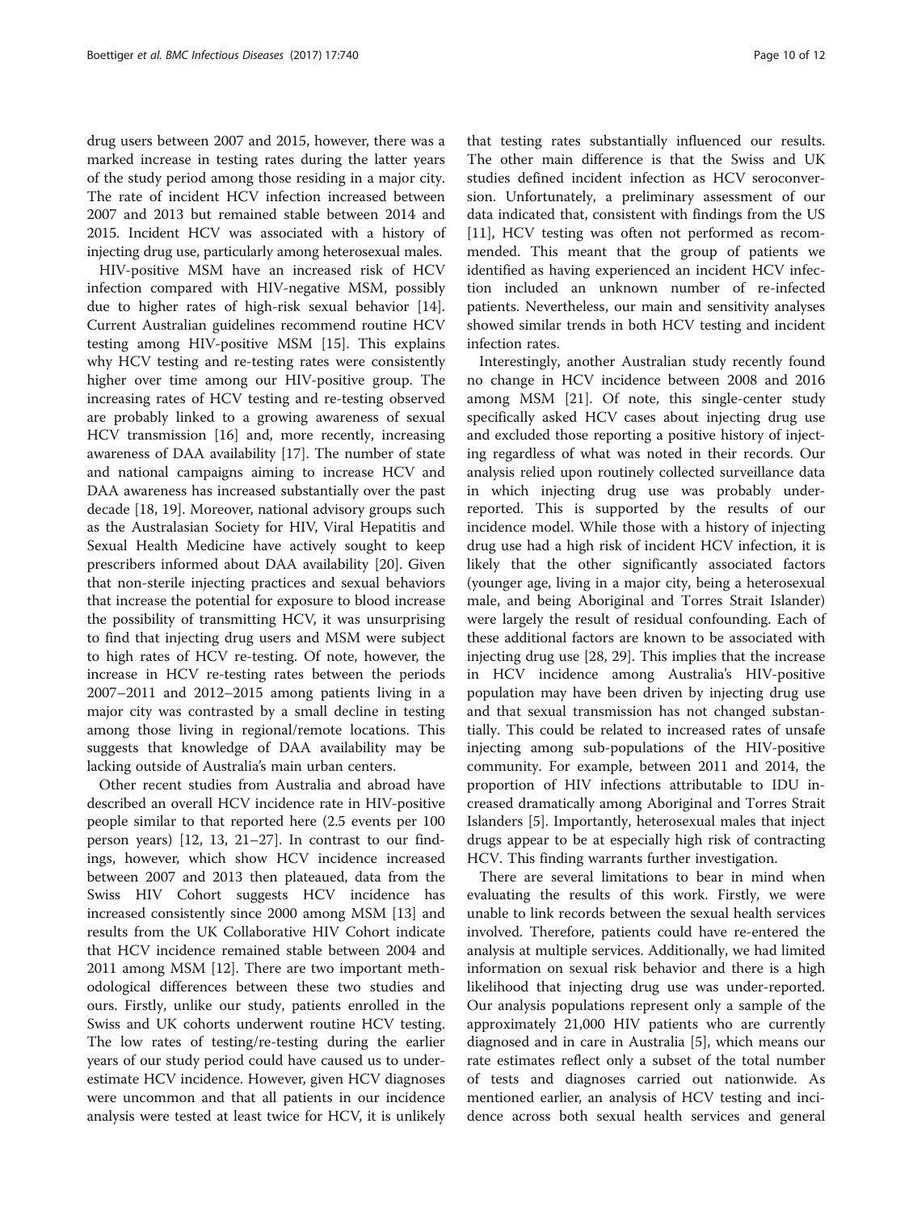drug users between 2007 and 2015, however, there was a marked increase in testing rates during the latter years of the study period among those residing in a major city. The rate of incident HCV infection increased between 2007 and 2013 but remained stable between 2014 and 2015. Incident HCV was associated with a history of injecting drug use, particularly among heterosexual males.

HIV-positive MSM have an increased risk of HCV infection compared with HIV-negative MSM, possibly due to higher rates of high-risk sexual behavior [14]. Current Australian guidelines recommend routine HCV testing among HIV-positive MSM [15]. This explains why HCV testing and re-testing rates were consistently higher over time among our HIV-positive group. The increasing rates of HCV testing and re-testing observed are probably linked to a growing awareness of sexual HCV transmission [16] and, more recently, increasing awareness of DAA availability [17]. The number of state and national campaigns aiming to increase HCV and DAA awareness has increased substantially over the past decade [18, 19]. Moreover, national advisory groups such as the Australasian Society for HIV, Viral Hepatitis and Sexual Health Medicine have actively sought to keep prescribers informed about DAA availability [20]. Given that non-sterile injecting practices and sexual behaviors that increase the potential for exposure to blood increase the possibility of transmitting HCV, it was unsurprising to find that injecting drug users and MSM were subject to high rates of HCV re-testing. Of note, however, the increase in HCV re-testing rates between the periods 2007–2011 and 2012–2015 among patients living in a major city was contrasted by a small decline in testing among those living in regional/remote locations. This suggests that knowledge of DAA availability may be lacking outside of Australia's main urban centers.

Other recent studies from Australia and abroad have described an overall HCV incidence rate in HIV-positive people similar to that reported here (2.5 events per 100 person years) [12, 13, 21–27]. In contrast to our findings, however, which show HCV incidence increased between 2007 and 2013 then plateaued, data from the Swiss HIV Cohort suggests HCV incidence has increased consistently since 2000 among MSM [13] and results from the UK Collaborative HIV Cohort indicate that HCV incidence remained stable between 2004 and 2011 among MSM [12]. There are two important methodological differences between these two studies and ours. Firstly, unlike our study, patients enrolled in the Swiss and UK cohorts underwent routine HCV testing. The low rates of testing/re-testing during the earlier years of our study period could have caused us to underestimate HCV incidence. However, given HCV diagnoses were uncommon and that all patients in our incidence analysis were tested at least twice for HCV, it is unlikely that testing rates substantially influenced our results. The other main difference is that the Swiss and UK studies defined incident infection as HCV seroconversion. Unfortunately, a preliminary assessment of our data indicated that, consistent with findings from the US [11], HCV testing was often not performed as recommended. This meant that the group of patients we identified as having experienced an incident HCV infection included an unknown number of re-infected patients. Nevertheless, our main and sensitivity analyses showed similar trends in both HCV testing and incident infection rates.

Interestingly, another Australian study recently found no change in HCV incidence between 2008 and 2016 among MSM [21]. Of note, this single-center study specifically asked HCV cases about injecting drug use and excluded those reporting a positive history of injecting regardless of what was noted in their records. Our analysis relied upon routinely collected surveillance data in which injecting drug use was probably under-reported. This is supported by the results of our incidence model. While those with a history of injecting drug use had a high risk of incident HCV infection, it is likely that the other significantly associated factors (younger age, living in a major city, being a heterosexual male, and being Aboriginal and Torres Strait Islander) were largely the result of residual confounding. Each of these additional factors are known to be associated with injecting drug use [28, 29]. This implies that the increase in HCV incidence among Australia's HIV-positive population may have been driven by injecting drug use and that sexual transmission has not changed substantially. This could be related to increased rates of unsafe injecting among sub-populations of the HIV-positive community. For example, between 2011 and 2014, the proportion of HIV infections attributable to IDU increased dramatically among Aboriginal and Torres Strait Islanders [5]. Importantly, heterosexual males that inject drugs appear to be at especially high risk of contracting HCV. This finding warrants further investigation.

There are several limitations to bear in mind when evaluating the results of this work. Firstly, we were unable to link records between the sexual health services involved. Therefore, patients could have re-entered the analysis at multiple services. Additionally, we had limited information on sexual risk behavior and there is a high likelihood that injecting drug use was under-reported. Our analysis populations represent only a sample of the approximately 21,000 HIV patients who are currently diagnosed and in care in Australia [5], which means our rate estimates reflect only a subset of the total number of tests and diagnoses carried out nationwide. As mentioned earlier, an analysis of HCV testing and incidence across both sexual health services and general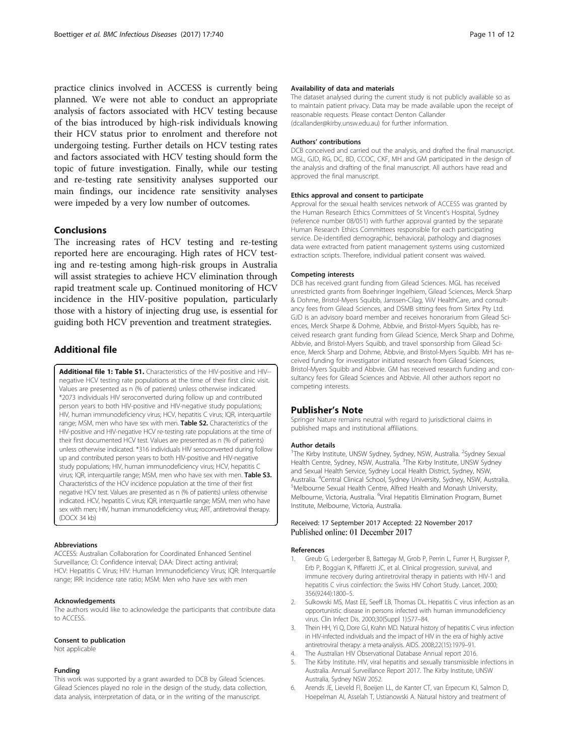practice clinics involved in ACCESS is currently being planned. We were not able to conduct an appropriate analysis of factors associated with HCV testing because of the bias introduced by high-risk individuals knowing their HCV status prior to enrolment and therefore not undergoing testing. Further details on HCV testing rates and factors associated with HCV testing should form the topic of future investigation. Finally, while our testing and re-testing rate sensitivity analyses supported our main findings, our incidence rate sensitivity analyses were impeded by a very low number of outcomes.

## Conclusions

The increasing rates of HCV testing and re-testing reported here are encouraging. High rates of HCV testing and re-testing among high-risk groups in Australia will assist strategies to achieve HCV elimination through rapid treatment scale up. Continued monitoring of HCV incidence in the HIV-positive population, particularly those with a history of injecting drug use, is essential for guiding both HCV prevention and treatment strategies.

## Additional file

**Additional file 1: Table S1.** Characteristics of the HIV-positive and HIV--negative HCV testing rate populations at the time of their first clinic visit. Values are presented as n (% of patients) unless otherwise indicated. *2073 individuals HIV seroconverted during follow up and contributed person years to both HIV-positive and HIV-negative study populations; HIV, human immunodeficiency virus; HCV, hepatitis C virus; IQR, interquartile range; MSM, men who have sex with men. **Table S2.** Characteristics of the HIV-positive and HIV-negative HCV re-testing rate populations at the time of their first documented HCV test. Values are presented as n (% of patients) unless otherwise indicated. *316 individuals HIV seroconverted during follow up and contributed person years to both HIV-positive and HIV-negative study populations; HIV, human immunodeficiency virus; HCV, hepatitis C virus; IQR, interquartile range; MSM, men who have sex with men. **Table S3.** Characteristics of the HCV incidence population at the time of their first negative HCV test. Values are presented as n (% of patients) unless otherwise indicated. HCV, hepatitis C virus; IQR, interquartile range; MSM, men who have sex with men; HIV, human immunodeficiency virus; ART, antiretroviral therapy. (DOCX 34 kb)

#### Abbreviations

ACCESS: Australian Collaboration for Coordinated Enhanced Sentinel Surveillance; CI: Confidence interval; DAA: Direct acting antiviral; HCV: Hepatitis C Virus; HIV: Human Immunodeficiency Virus; IQR: Interquartile range; IRR: Incidence rate ratio; MSM: Men who have sex with men

#### Acknowledgements

The authors would like to acknowledge the participants that contribute data to ACCESS.

#### Consent to publication

Not applicable

#### Funding

This work was supported by a grant awarded to DCB by Gilead Sciences. Gilead Sciences played no role in the design of the study, data collection, data analysis, interpretation of data, or in the writing of the manuscript.

#### Availability of data and materials

The dataset analysed during the current study is not publicly available so as to maintain patient privacy. Data may be made available upon the receipt of reasonable requests. Please contact Denton Callander (dcallander@kirby.unsw.edu.au) for further information.

#### Authors' contributions

DCB conceived and carried out the analysis, and drafted the final manuscript. MGL, GJD, RG, DC, BD, CCOC, CKF, MH and GM participated in the design of the analysis and drafting of the final manuscript. All authors have read and approved the final manuscript.

#### Ethics approval and consent to participate

Approval for the sexual health services network of ACCESS was granted by the Human Research Ethics Committees of St Vincent's Hospital, Sydney (reference number 08/051) with further approval granted by the separate Human Research Ethics Committees responsible for each participating service. De-identified demographic, behavioral, pathology and diagnoses data were extracted from patient management systems using customized extraction scripts. Therefore, individual patient consent was waived.

#### Competing interests

DCB has received grant funding from Gilead Sciences. MGL has received unrestricted grants from Boehringer Ingelhiem, Gilead Sciences, Merck Sharp & Dohme, Bristol-Myers Squibb, Janssen-Cilag, ViiV HealthCare, and consultancy fees from Gilead Sciences, and DSMB sitting fees from Sirtex Pty Ltd. GJD is an advisory board member and receives honorarium from Gilead Sciences, Merck Sharpe & Dohme, Abbvie, and Bristol-Myers Squibb, has received research grant funding from Gilead Science, Merck Sharp and Dohme, Abbvie, and Bristol-Myers Squibb, and travel sponsorship from Gilead Science, Merck Sharp and Dohme, Abbvie, and Bristol-Myers Squibb. MH has received funding for investigator initiated research from Gilead Sciences, Bristol-Myers Squibb and Abbvie. GM has received research funding and consultancy fees for Gilead Sciences and Abbvie. All other authors report no competing interests.

## Publisher's Note

Springer Nature remains neutral with regard to jurisdictional claims in published maps and institutional affiliations.

#### Author details

[1]The Kirby Institute, UNSW Sydney, Sydney, NSW, Australia. [2]Sydney Sexual Health Centre, Sydney, NSW, Australia. [3]The Kirby Institute, UNSW Sydney and Sexual Health Service, Sydney Local Health District, Sydney, NSW, Australia. [4]Central Clinical School, Sydney University, Sydney, NSW, Australia. [5]Melbourne Sexual Health Centre, Alfred Health and Monash University, Melbourne, Victoria, Australia. [6]Viral Hepatitis Elimination Program, Burnet Institute, Melbourne, Victoria, Australia.

Received: 17 September 2017 Accepted: 22 November 2017
Published online: 01 December 2017

#### References

1. Greub G, Ledergerber B, Battegay M, Grob P, Perrin L, Furrer H, Burgisser P, Erb P, Boggian K, Piffaretti JC, et al. Clinical progression, survival, and immune recovery during antiretroviral therapy in patients with HIV-1 and hepatitis C virus coinfection: the Swiss HIV Cohort Study. Lancet. 2000; 356(9244):1800–5.
2. Sulkowski MS, Mast EE, Seeff LB, Thomas DL. Hepatitis C virus infection as an opportunistic disease in persons infected with human immunodeficiency virus. Clin Infect Dis. 2000;30(Suppl 1):S77–84.
3. Thein HH, Yi Q, Dore GJ, Krahn MD. Natural history of hepatitis C virus infection in HIV-infected individuals and the impact of HIV in the era of highly active antiretroviral therapy: a meta-analysis. AIDS. 2008;22(15):1979–91.
4. The Australian HIV Observational Database Annual report 2016.
5. The Kirby Institute. HIV, viral hepatitis and sexually transmissible infections in Australia. Annual Surveillance Report 2017. The Kirby Institute, UNSW Australia, Sydney NSW 2052.
6. Arends JE, Lieveld FI, Boeijen LL, de Kanter CT, van Erpecum KJ, Salmon D, Hoepelman AI, Asselah T, Ustianowski A. Natural history and treatment of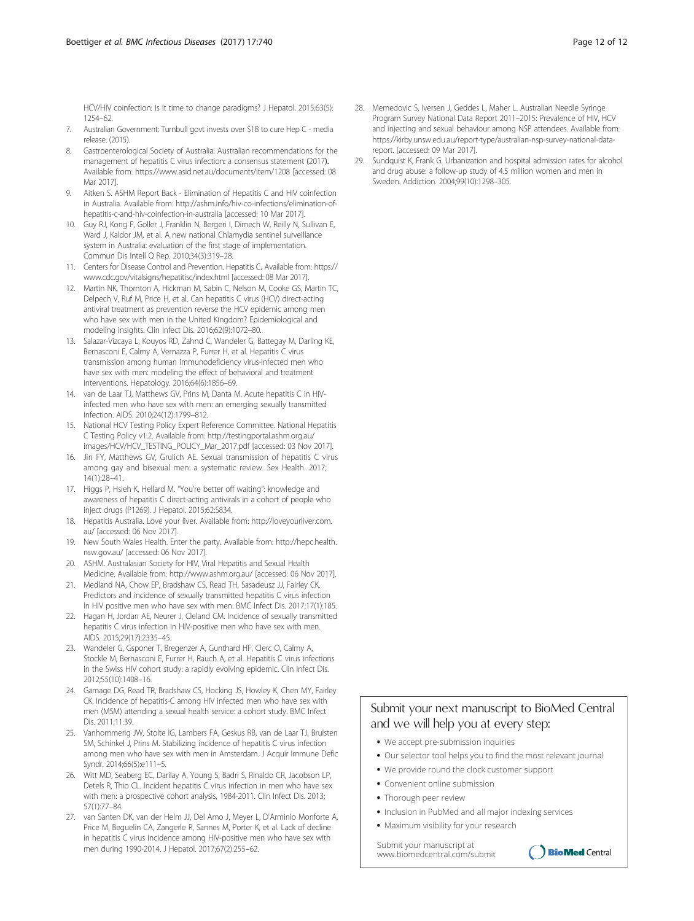HCV/HIV coinfection: is it time to change paradigms? J Hepatol. 2015;63(5): 1254–62.

7. Australian Government: Turnbull govt invests over $1B to cure Hep C - media release. (2015).
8. Gastroenterological Society of Australia: Australian recommendations for the management of hepatitis C virus infection: a consensus statement (2017). Available from: https://www.asid.net.au/documents/item/1208 [accessed: 08 Mar 2017].
9. Aitken S. ASHM Report Back - Elimination of Hepatitis C and HIV coinfection in Australia. Available from: http://ashm.info/hiv-co-infections/elimination-of-hepatitis-c-and-hiv-coinfection-in-australia [accessed: 10 Mar 2017].
10. Guy RJ, Kong F, Goller J, Franklin N, Bergeri I, Dimech W, Reilly N, Sullivan E, Ward J, Kaldor JM, et al. A new national Chlamydia sentinel surveillance system in Australia: evaluation of the first stage of implementation. Commun Dis Intell Q Rep. 2010;34(3):319–28.
11. Centers for Disease Control and Prevention. Hepatitis C. Available from: https://www.cdc.gov/vitalsigns/hepatitisc/index.html [accessed: 08 Mar 2017].
12. Martin NK, Thornton A, Hickman M, Sabin C, Nelson M, Cooke GS, Martin TC, Delpech V, Ruf M, Price H, et al. Can hepatitis C virus (HCV) direct-acting antiviral treatment as prevention reverse the HCV epidemic among men who have sex with men in the United Kingdom? Epidemiological and modeling insights. Clin Infect Dis. 2016;62(9):1072–80.
13. Salazar-Vizcaya L, Kouyos RD, Zahnd C, Wandeler G, Battegay M, Darling KE, Bernasconi E, Calmy A, Vernazza P, Furrer H, et al. Hepatitis C virus transmission among human immunodeficiency virus-infected men who have sex with men: modeling the effect of behavioral and treatment interventions. Hepatology. 2016;64(6):1856–69.
14. van de Laar TJ, Matthews GV, Prins M, Danta M. Acute hepatitis C in HIV-infected men who have sex with men: an emerging sexually transmitted infection. AIDS. 2010;24(12):1799–812.
15. National HCV Testing Policy Expert Reference Committee. National Hepatitis C Testing Policy v1.2. Available from: http://testingportal.ashm.org.au/images/HCV/HCV_TESTING_POLICY_Mar_2017.pdf [accessed: 03 Nov 2017].
16. Jin FY, Matthews GV, Grulich AE. Sexual transmission of hepatitis C virus among gay and bisexual men: a systematic review. Sex Health. 2017; 14(1):28–41.
17. Higgs P, Hsieh K, Hellard M. "You're better off waiting": knowledge and awareness of hepatitis C direct-acting antivirals in a cohort of people who inject drugs (P1269). J Hepatol. 2015;62:S834.
18. Hepatitis Australia. Love your liver. Available from: http://loveyourliver.com.au/ [accessed: 06 Nov 2017].
19. New South Wales Health. Enter the party. Available from: http://hepc.health.nsw.gov.au/ [accessed: 06 Nov 2017].
20. ASHM. Australasian Society for HIV, Viral Hepatitis and Sexual Health Medicine. Available from: http://www.ashm.org.au/ [accessed: 06 Nov 2017].
21. Medland NA, Chow EP, Bradshaw CS, Read TH, Sasadeusz JJ, Fairley CK. Predictors and incidence of sexually transmitted hepatitis C virus infection in HIV positive men who have sex with men. BMC Infect Dis. 2017;17(1):185.
22. Hagan H, Jordan AE, Neurer J, Cleland CM. Incidence of sexually transmitted hepatitis C virus infection in HIV-positive men who have sex with men. AIDS. 2015;29(17):2335–45.
23. Wandeler G, Gsponer T, Bregenzer A, Gunthard HF, Clerc O, Calmy A, Stockle M, Bernasconi E, Furrer H, Rauch A, et al. Hepatitis C virus infections in the Swiss HIV cohort study: a rapidly evolving epidemic. Clin Infect Dis. 2012;55(10):1408–16.
24. Gamage DG, Read TR, Bradshaw CS, Hocking JS, Howley K, Chen MY, Fairley CK. Incidence of hepatitis-C among HIV infected men who have sex with men (MSM) attending a sexual health service: a cohort study. BMC Infect Dis. 2011;11:39.
25. Vanhommerig JW, Stolte IG, Lambers FA, Geskus RB, van de Laar TJ, Bruisten SM, Schinkel J, Prins M. Stabilizing incidence of hepatitis C virus infection among men who have sex with men in Amsterdam. J Acquir Immune Defic Syndr. 2014;66(5):e111–5.
26. Witt MD, Seaberg EC, Darilay A, Young S, Badri S, Rinaldo CR, Jacobson LP, Detels R, Thio CL. Incident hepatitis C virus infection in men who have sex with men: a prospective cohort analysis, 1984-2011. Clin Infect Dis. 2013; 57(1):77–84.
27. van Santen DK, van der Helm JJ, Del Amo J, Meyer L, D'Arminio Monforte A, Price M, Beguelin CA, Zangerle R, Sannes M, Porter K, et al. Lack of decline in hepatitis C virus incidence among HIV-positive men who have sex with men during 1990-2014. J Hepatol. 2017;67(2):255–62.
28. Memedovic S, Iversen J, Geddes L, Maher L. Australian Needle Syringe Program Survey National Data Report 2011–2015: Prevalence of HIV, HCV and injecting and sexual behaviour among NSP attendees. Available from: https://kirby.unsw.edu.au/report-type/australian-nsp-survey-national-data-report. [accessed: 09 Mar 2017].
29. Sundquist K, Frank G. Urbanization and hospital admission rates for alcohol and drug abuse: a follow-up study of 4.5 million women and men in Sweden. Addiction. 2004;99(10):1298–305.

Submit your next manuscript to BioMed Central and we will help you at every step:

- We accept pre-submission inquiries
- Our selector tool helps you to find the most relevant journal
- We provide round the clock customer support
- Convenient online submission
- Thorough peer review
- Inclusion in PubMed and all major indexing services
- Maximum visibility for your research

Submit your manuscript at
www.biomedcentral.com/submit

BioMed Central